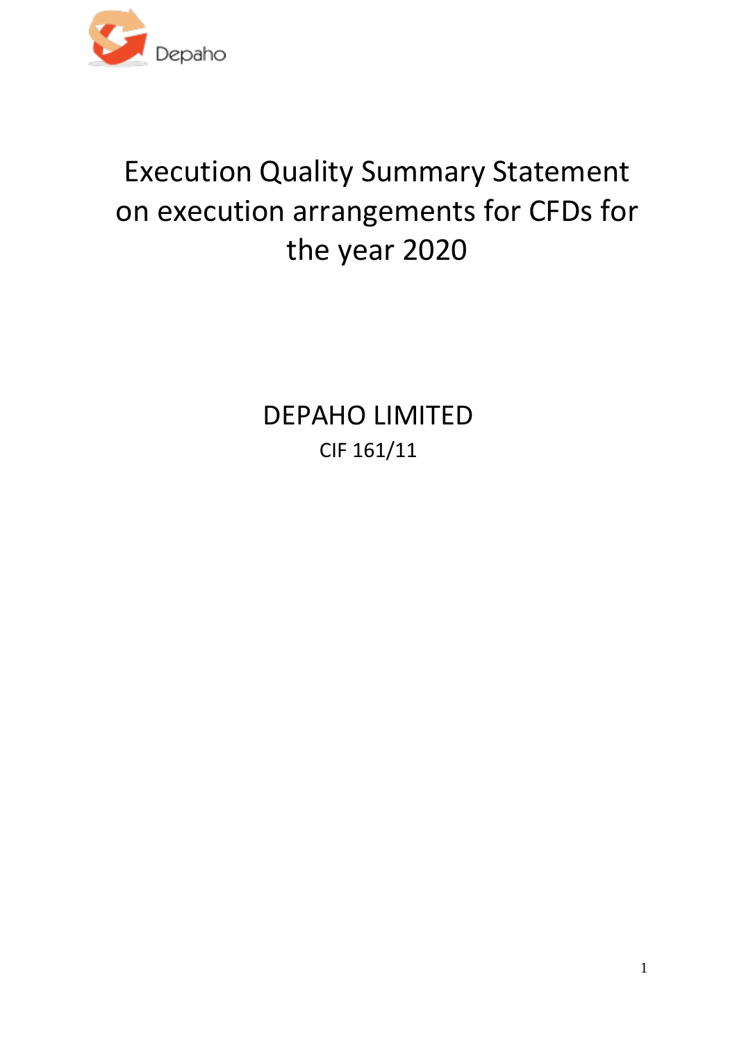Depaho

# Execution Quality Summary Statement on execution arrangements for CFDs for the year 2020

## DEPAHO LIMITED

CIF 161/11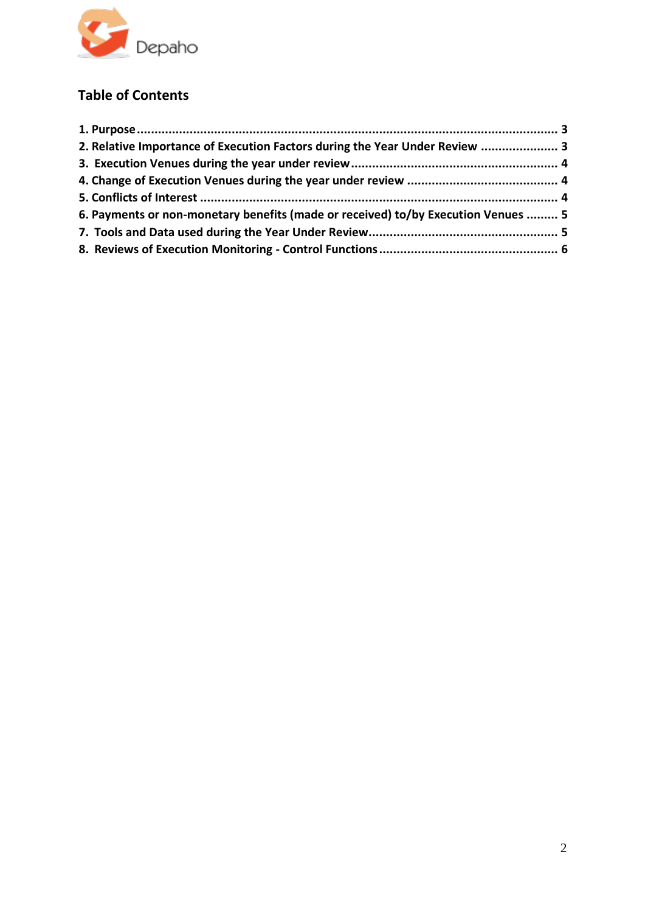## Table of Contents

1. Purpose ........................................................................................................ 3
2. Relative Importance of Execution Factors during the Year Under Review ...................... 3
3. Execution Venues during the year under review .......................................................... 4
4. Change of Execution Venues during the year under review .......................................... 4
5. Conflicts of Interest ................................................................................................... 4
6. Payments or non-monetary benefits (made or received) to/by Execution Venues ......... 5
7. Tools and Data used during the Year Under Review..................................................... 5
8. Reviews of Execution Monitoring - Control Functions .................................................. 6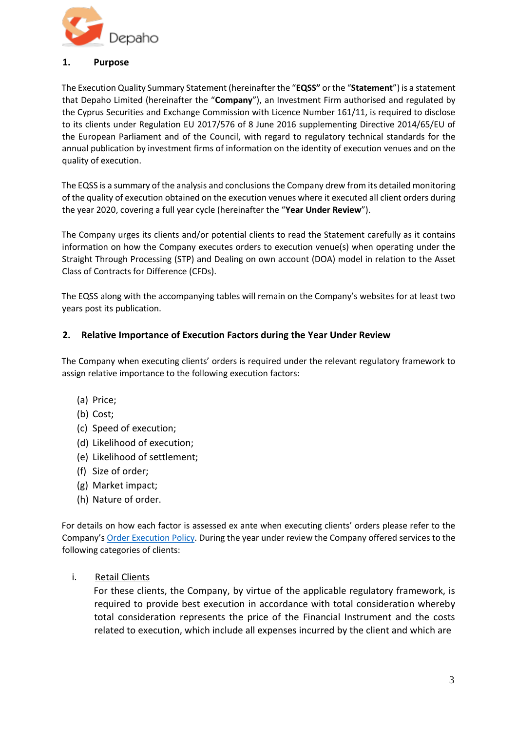## 1. Purpose

The Execution Quality Summary Statement (hereinafter the "**EQSS"** or the "**Statement**") is a statement that Depaho Limited (hereinafter the "**Company**"), an Investment Firm authorised and regulated by the Cyprus Securities and Exchange Commission with Licence Number 161/11, is required to disclose to its clients under Regulation EU 2017/576 of 8 June 2016 supplementing Directive 2014/65/EU of the European Parliament and of the Council, with regard to regulatory technical standards for the annual publication by investment firms of information on the identity of execution venues and on the quality of execution.

The EQSS is a summary of the analysis and conclusions the Company drew from its detailed monitoring of the quality of execution obtained on the execution venues where it executed all client orders during the year 2020, covering a full year cycle (hereinafter the "**Year Under Review**").

The Company urges its clients and/or potential clients to read the Statement carefully as it contains information on how the Company executes orders to execution venue(s) when operating under the Straight Through Processing (STP) and Dealing on own account (DOA) model in relation to the Asset Class of Contracts for Difference (CFDs).

The EQSS along with the accompanying tables will remain on the Company's websites for at least two years post its publication.

## 2. Relative Importance of Execution Factors during the Year Under Review

The Company when executing clients' orders is required under the relevant regulatory framework to assign relative importance to the following execution factors:

(a) Price;
(b) Cost;
(c) Speed of execution;
(d) Likelihood of execution;
(e) Likelihood of settlement;
(f) Size of order;
(g) Market impact;
(h) Nature of order.

For details on how each factor is assessed ex ante when executing clients' orders please refer to the Company's Order Execution Policy. During the year under review the Company offered services to the following categories of clients:

i. Retail Clients

For these clients, the Company, by virtue of the applicable regulatory framework, is required to provide best execution in accordance with total consideration whereby total consideration represents the price of the Financial Instrument and the costs related to execution, which include all expenses incurred by the client and which are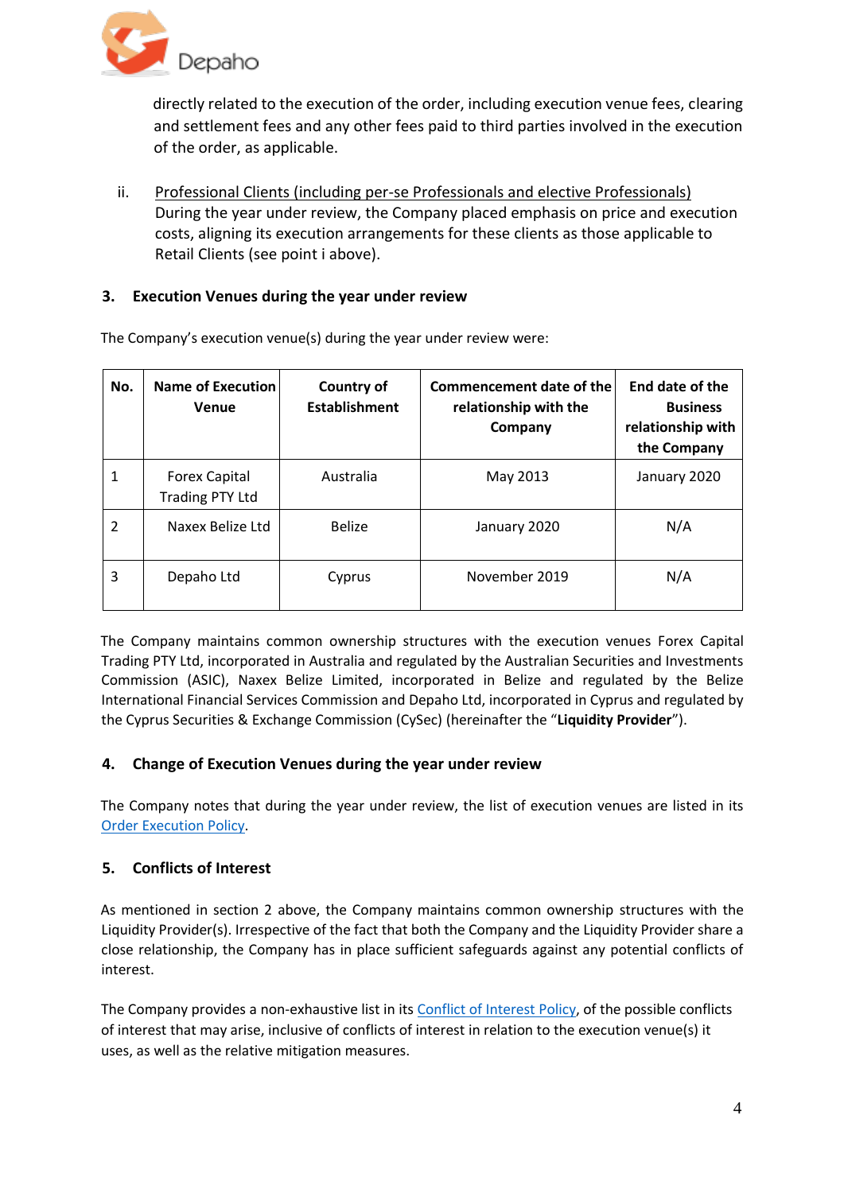directly related to the execution of the order, including execution venue fees, clearing and settlement fees and any other fees paid to third parties involved in the execution of the order, as applicable.

ii. Professional Clients (including per-se Professionals and elective Professionals)
During the year under review, the Company placed emphasis on price and execution costs, aligning its execution arrangements for these clients as those applicable to Retail Clients (see point i above).

## 3. Execution Venues during the year under review

The Company's execution venue(s) during the year under review were:

| No. | Name of Execution Venue | Country of Establishment | Commencement date of the relationship with the Company | End date of the Business relationship with the Company |
|---|---|---|---|---|
| 1 | Forex Capital Trading PTY Ltd | Australia | May 2013 | January 2020 |
| 2 | Naxex Belize Ltd | Belize | January 2020 | N/A |
| 3 | Depaho Ltd | Cyprus | November 2019 | N/A |

The Company maintains common ownership structures with the execution venues Forex Capital Trading PTY Ltd, incorporated in Australia and regulated by the Australian Securities and Investments Commission (ASIC), Naxex Belize Limited, incorporated in Belize and regulated by the Belize International Financial Services Commission and Depaho Ltd, incorporated in Cyprus and regulated by the Cyprus Securities & Exchange Commission (CySec) (hereinafter the "**Liquidity Provider**").

## 4. Change of Execution Venues during the year under review

The Company notes that during the year under review, the list of execution venues are listed in its Order Execution Policy.

## 5. Conflicts of Interest

As mentioned in section 2 above, the Company maintains common ownership structures with the Liquidity Provider(s). Irrespective of the fact that both the Company and the Liquidity Provider share a close relationship, the Company has in place sufficient safeguards against any potential conflicts of interest.

The Company provides a non-exhaustive list in its Conflict of Interest Policy, of the possible conflicts of interest that may arise, inclusive of conflicts of interest in relation to the execution venue(s) it uses, as well as the relative mitigation measures.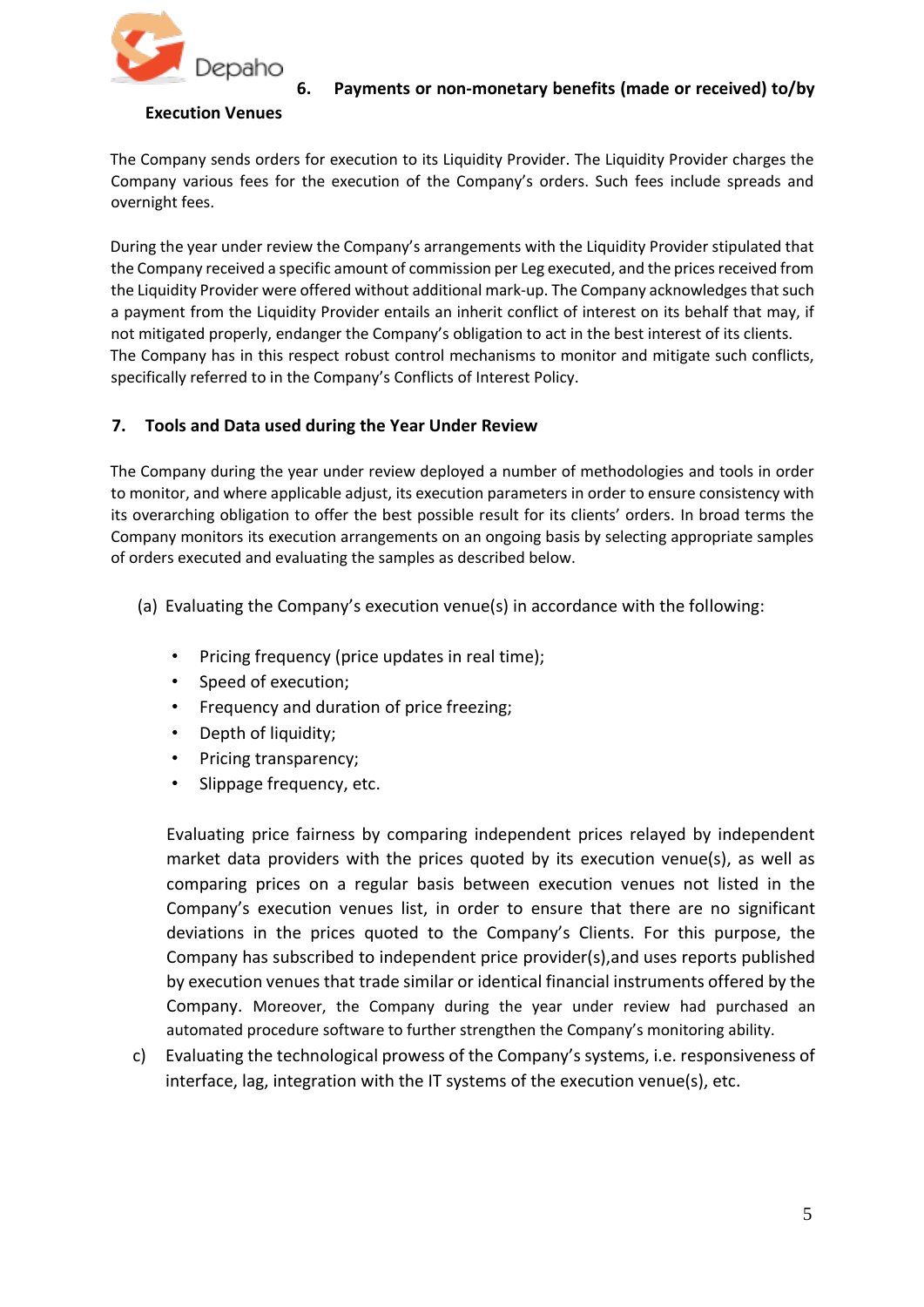## 6. Payments or non-monetary benefits (made or received) to/by Execution Venues

The Company sends orders for execution to its Liquidity Provider. The Liquidity Provider charges the Company various fees for the execution of the Company's orders. Such fees include spreads and overnight fees.

During the year under review the Company's arrangements with the Liquidity Provider stipulated that the Company received a specific amount of commission per Leg executed, and the prices received from the Liquidity Provider were offered without additional mark-up. The Company acknowledges that such a payment from the Liquidity Provider entails an inherit conflict of interest on its behalf that may, if not mitigated properly, endanger the Company's obligation to act in the best interest of its clients. The Company has in this respect robust control mechanisms to monitor and mitigate such conflicts, specifically referred to in the Company's Conflicts of Interest Policy.

## 7. Tools and Data used during the Year Under Review

The Company during the year under review deployed a number of methodologies and tools in order to monitor, and where applicable adjust, its execution parameters in order to ensure consistency with its overarching obligation to offer the best possible result for its clients' orders. In broad terms the Company monitors its execution arrangements on an ongoing basis by selecting appropriate samples of orders executed and evaluating the samples as described below.

(a) Evaluating the Company's execution venue(s) in accordance with the following:

- Pricing frequency (price updates in real time);
- Speed of execution;
- Frequency and duration of price freezing;
- Depth of liquidity;
- Pricing transparency;
- Slippage frequency, etc.

Evaluating price fairness by comparing independent prices relayed by independent market data providers with the prices quoted by its execution venue(s), as well as comparing prices on a regular basis between execution venues not listed in the Company's execution venues list, in order to ensure that there are no significant deviations in the prices quoted to the Company's Clients. For this purpose, the Company has subscribed to independent price provider(s),and uses reports published by execution venues that trade similar or identical financial instruments offered by the Company. Moreover, the Company during the year under review had purchased an automated procedure software to further strengthen the Company's monitoring ability.

c) Evaluating the technological prowess of the Company's systems, i.e. responsiveness of interface, lag, integration with the IT systems of the execution venue(s), etc.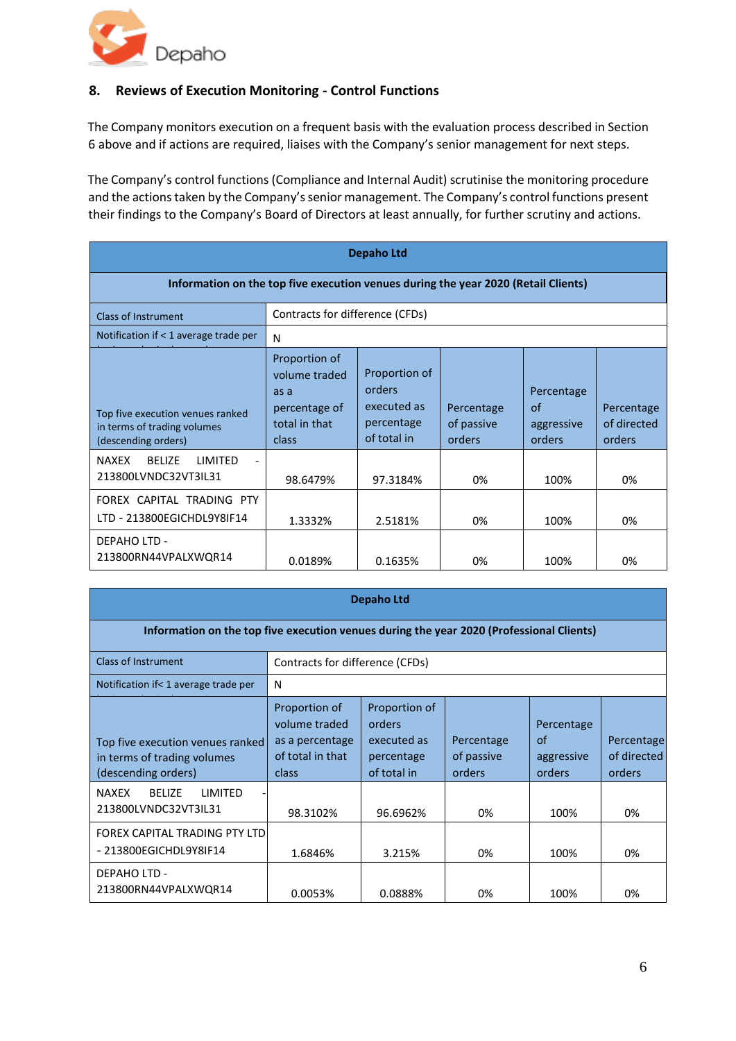## 8. Reviews of Execution Monitoring - Control Functions

The Company monitors execution on a frequent basis with the evaluation process described in Section 6 above and if actions are required, liaises with the Company's senior management for next steps.

The Company's control functions (Compliance and Internal Audit) scrutinise the monitoring procedure and the actions taken by the Company's senior management. The Company's control functions present their findings to the Company's Board of Directors at least annually, for further scrutiny and actions.

| Depaho Ltd | | | | | |
|---|---|---|---|---|---|
| **Information on the top five execution venues during the year 2020 (Retail Clients)** | | | | | |
| Class of Instrument | Contracts for difference (CFDs) | | | | |
| Notification if < 1 average trade per | N | | | | |
| Top five execution venues ranked in terms of trading volumes (descending orders) | Proportion of volume traded as a percentage of total in that class | Proportion of orders executed as percentage of total in | Percentage of passive orders | Percentage of aggressive orders | Percentage of directed orders |
| NAXEX BELIZE LIMITED - 213800LVNDC32VT3IL31 | 98.6479% | 97.3184% | 0% | 100% | 0% |
| FOREX CAPITAL TRADING PTY LTD - 213800EGICHDL9Y8IF14 | 1.3332% | 2.5181% | 0% | 100% | 0% |
| DEPAHO LTD - 213800RN44VPALXWQR14 | 0.0189% | 0.1635% | 0% | 100% | 0% |

| Depaho Ltd | | | | | |
|---|---|---|---|---|---|
| **Information on the top five execution venues during the year 2020 (Professional Clients)** | | | | | |
| Class of Instrument | Contracts for difference (CFDs) | | | | |
| Notification if< 1 average trade per | N | | | | |
| Top five execution venues ranked in terms of trading volumes (descending orders) | Proportion of volume traded as a percentage of total in that class | Proportion of orders executed as percentage of total in | Percentage of passive orders | Percentage of aggressive orders | Percentage of directed orders |
| NAXEX BELIZE LIMITED - 213800LVNDC32VT3IL31 | 98.3102% | 96.6962% | 0% | 100% | 0% |
| FOREX CAPITAL TRADING PTY LTD - 213800EGICHDL9Y8IF14 | 1.6846% | 3.215% | 0% | 100% | 0% |
| DEPAHO LTD - 213800RN44VPALXWQR14 | 0.0053% | 0.0888% | 0% | 100% | 0% |